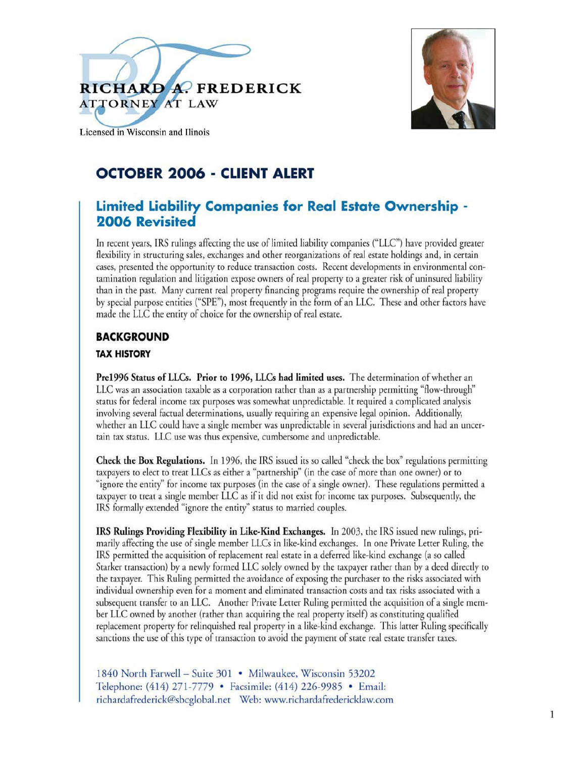RICHARD A. FREDERICK
ATTORNEY AT LAW

Licensed in Wisconsin and Ilinois

# OCTOBER 2006 - CLIENT ALERT

## Limited Liability Companies for Real Estate Ownership - 2006 Revisited

In recent years, IRS rulings affecting the use of limited liability companies ("LLC") have provided greater flexibility in structuring sales, exchanges and other reorganizations of real estate holdings and, in certain cases, presented the opportunity to reduce transaction costs. Recent developments in environmental contamination regulation and litigation expose owners of real property to a greater risk of uninsured liability than in the past. Many current real property financing programs require the ownership of real property by special purpose entities ("SPE"), most frequently in the form of an LLC. These and other factors have made the LLC the entity of choice for the ownership of real estate.

### BACKGROUND

#### TAX HISTORY

**Pre1996 Status of LLCs. Prior to 1996, LLCs had limited uses.** The determination of whether an LLC was an association taxable as a corporation rather than as a partnership permitting "flow-through" status for federal income tax purposes was somewhat unpredictable. It required a complicated analysis involving several factual determinations, usually requiring an expensive legal opinion. Additionally, whether an LLC could have a single member was unpredictable in several jurisdictions and had an uncertain tax status. LLC use was thus expensive, cumbersome and unpredictable.

**Check the Box Regulations.** In 1996, the IRS issued its so called "check the box" regulations permitting taxpayers to elect to treat LLCs as either a "partnership" (in the case of more than one owner) or to "ignore the entity" for income tax purposes (in the case of a single owner). These regulations permitted a taxpayer to treat a single member LLC as if it did not exist for income tax purposes. Subsequently, the IRS formally extended "ignore the entity" status to married couples.

**IRS Rulings Providing Flexibility in Like-Kind Exchanges.** In 2003, the IRS issued new rulings, primarily affecting the use of single member LLCs in like-kind exchanges. In one Private Letter Ruling, the IRS permitted the acquisition of replacement real estate in a deferred like-kind exchange (a so called Starker transaction) by a newly formed LLC solely owned by the taxpayer rather than by a deed directly to the taxpayer. This Ruling permitted the avoidance of exposing the purchaser to the risks associated with individual ownership even for a moment and eliminated transaction costs and tax risks associated with a subsequent transfer to an LLC. Another Private Letter Ruling permitted the acquisition of a single member LLC owned by another (rather than acquiring the real property itself) as constituting qualified replacement property for relinquished real property in a like-kind exchange. This latter Ruling specifically sanctions the use of this type of transaction to avoid the payment of state real estate transfer taxes.

1840 North Farwell – Suite 301 • Milwaukee, Wisconsin 53202
Telephone: (414) 271-7779 • Facsimile: (414) 226-9985 • Email: richardafrederick@sbcglobal.net Web: www.richardafredericklaw.com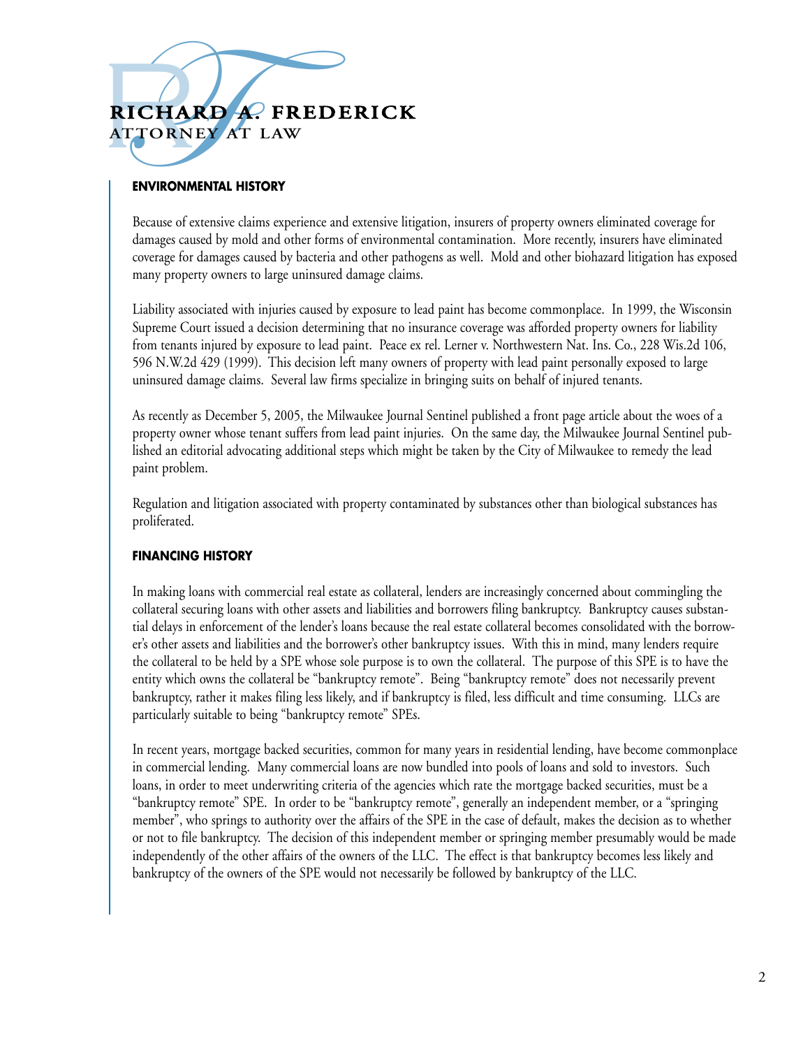## ENVIRONMENTAL HISTORY

Because of extensive claims experience and extensive litigation, insurers of property owners eliminated coverage for damages caused by mold and other forms of environmental contamination. More recently, insurers have eliminated coverage for damages caused by bacteria and other pathogens as well. Mold and other biohazard litigation has exposed many property owners to large uninsured damage claims.

Liability associated with injuries caused by exposure to lead paint has become commonplace. In 1999, the Wisconsin Supreme Court issued a decision determining that no insurance coverage was afforded property owners for liability from tenants injured by exposure to lead paint. Peace ex rel. Lerner v. Northwestern Nat. Ins. Co., 228 Wis.2d 106, 596 N.W.2d 429 (1999). This decision left many owners of property with lead paint personally exposed to large uninsured damage claims. Several law firms specialize in bringing suits on behalf of injured tenants.

As recently as December 5, 2005, the Milwaukee Journal Sentinel published a front page article about the woes of a property owner whose tenant suffers from lead paint injuries. On the same day, the Milwaukee Journal Sentinel published an editorial advocating additional steps which might be taken by the City of Milwaukee to remedy the lead paint problem.

Regulation and litigation associated with property contaminated by substances other than biological substances has proliferated.

## FINANCING HISTORY

In making loans with commercial real estate as collateral, lenders are increasingly concerned about commingling the collateral securing loans with other assets and liabilities and borrowers filing bankruptcy. Bankruptcy causes substantial delays in enforcement of the lender's loans because the real estate collateral becomes consolidated with the borrower's other assets and liabilities and the borrower's other bankruptcy issues. With this in mind, many lenders require the collateral to be held by a SPE whose sole purpose is to own the collateral. The purpose of this SPE is to have the entity which owns the collateral be "bankruptcy remote". Being "bankruptcy remote" does not necessarily prevent bankruptcy, rather it makes filing less likely, and if bankruptcy is filed, less difficult and time consuming. LLCs are particularly suitable to being "bankruptcy remote" SPEs.

In recent years, mortgage backed securities, common for many years in residential lending, have become commonplace in commercial lending. Many commercial loans are now bundled into pools of loans and sold to investors. Such loans, in order to meet underwriting criteria of the agencies which rate the mortgage backed securities, must be a "bankruptcy remote" SPE. In order to be "bankruptcy remote", generally an independent member, or a "springing member", who springs to authority over the affairs of the SPE in the case of default, makes the decision as to whether or not to file bankruptcy. The decision of this independent member or springing member presumably would be made independently of the other affairs of the owners of the LLC. The effect is that bankruptcy becomes less likely and bankruptcy of the owners of the SPE would not necessarily be followed by bankruptcy of the LLC.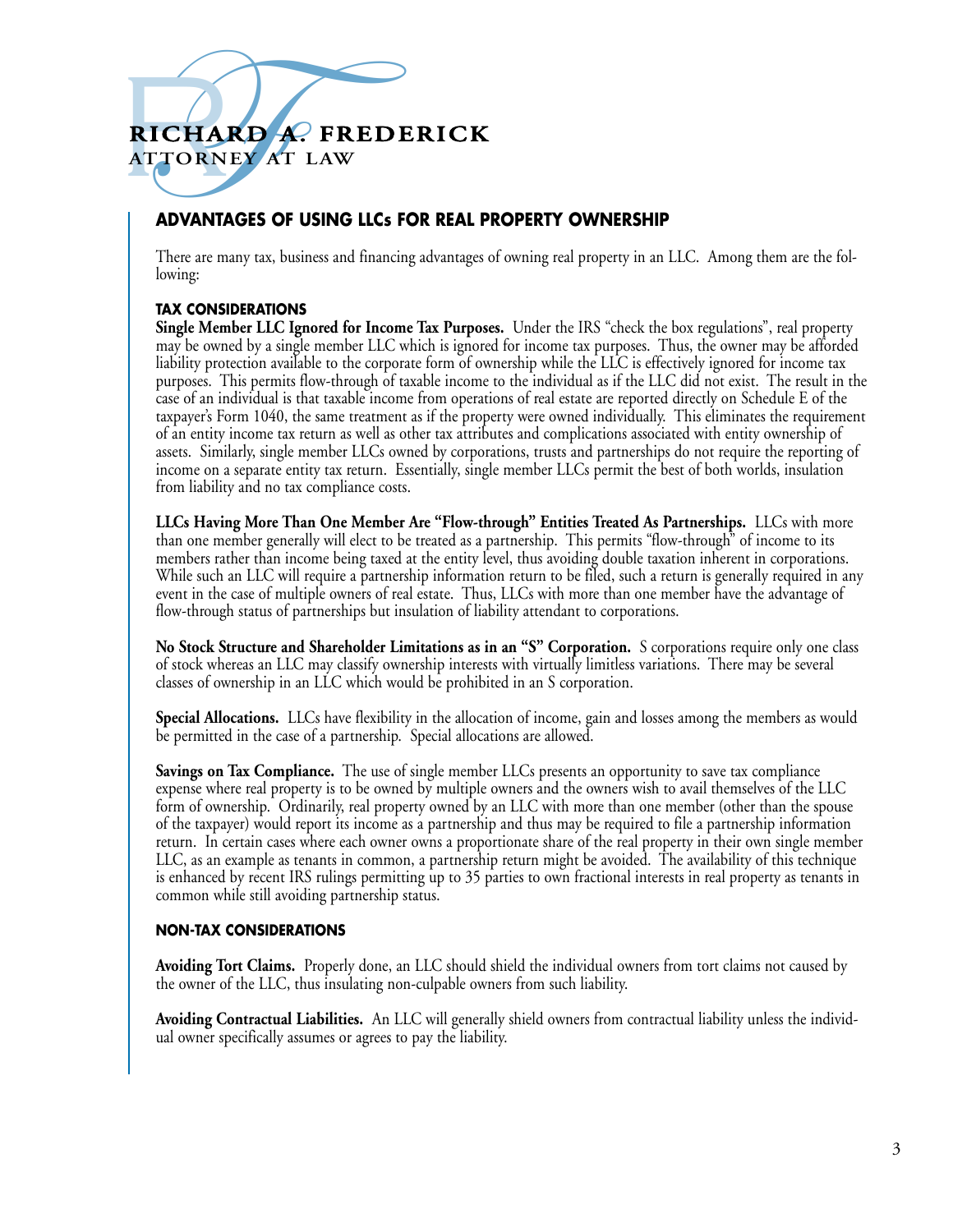RICHARD A. FREDERICK
ATTORNEY AT LAW

## ADVANTAGES OF USING LLCs FOR REAL PROPERTY OWNERSHIP

There are many tax, business and financing advantages of owning real property in an LLC. Among them are the following:

### TAX CONSIDERATIONS

**Single Member LLC Ignored for Income Tax Purposes.** Under the IRS "check the box regulations", real property may be owned by a single member LLC which is ignored for income tax purposes. Thus, the owner may be afforded liability protection available to the corporate form of ownership while the LLC is effectively ignored for income tax purposes. This permits flow-through of taxable income to the individual as if the LLC did not exist. The result in the case of an individual is that taxable income from operations of real estate are reported directly on Schedule E of the taxpayer's Form 1040, the same treatment as if the property were owned individually. This eliminates the requirement of an entity income tax return as well as other tax attributes and complications associated with entity ownership of assets. Similarly, single member LLCs owned by corporations, trusts and partnerships do not require the reporting of income on a separate entity tax return. Essentially, single member LLCs permit the best of both worlds, insulation from liability and no tax compliance costs.

**LLCs Having More Than One Member Are "Flow-through" Entities Treated As Partnerships.** LLCs with more than one member generally will elect to be treated as a partnership. This permits "flow-through" of income to its members rather than income being taxed at the entity level, thus avoiding double taxation inherent in corporations. While such an LLC will require a partnership information return to be filed, such a return is generally required in any event in the case of multiple owners of real estate. Thus, LLCs with more than one member have the advantage of flow-through status of partnerships but insulation of liability attendant to corporations.

**No Stock Structure and Shareholder Limitations as in an "S" Corporation.** S corporations require only one class of stock whereas an LLC may classify ownership interests with virtually limitless variations. There may be several classes of ownership in an LLC which would be prohibited in an S corporation.

**Special Allocations.** LLCs have flexibility in the allocation of income, gain and losses among the members as would be permitted in the case of a partnership. Special allocations are allowed.

**Savings on Tax Compliance.** The use of single member LLCs presents an opportunity to save tax compliance expense where real property is to be owned by multiple owners and the owners wish to avail themselves of the LLC form of ownership. Ordinarily, real property owned by an LLC with more than one member (other than the spouse of the taxpayer) would report its income as a partnership and thus may be required to file a partnership information return. In certain cases where each owner owns a proportionate share of the real property in their own single member LLC, as an example as tenants in common, a partnership return might be avoided. The availability of this technique is enhanced by recent IRS rulings permitting up to 35 parties to own fractional interests in real property as tenants in common while still avoiding partnership status.

### NON-TAX CONSIDERATIONS

**Avoiding Tort Claims.** Properly done, an LLC should shield the individual owners from tort claims not caused by the owner of the LLC, thus insulating non-culpable owners from such liability.

**Avoiding Contractual Liabilities.** An LLC will generally shield owners from contractual liability unless the individual owner specifically assumes or agrees to pay the liability.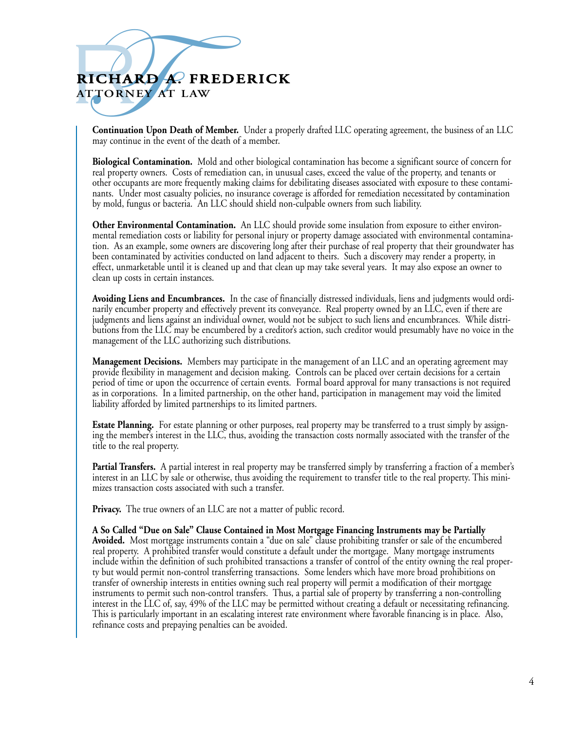**Continuation Upon Death of Member.** Under a properly drafted LLC operating agreement, the business of an LLC may continue in the event of the death of a member.

**Biological Contamination.** Mold and other biological contamination has become a significant source of concern for real property owners. Costs of remediation can, in unusual cases, exceed the value of the property, and tenants or other occupants are more frequently making claims for debilitating diseases associated with exposure to these contaminants. Under most casualty policies, no insurance coverage is afforded for remediation necessitated by contamination by mold, fungus or bacteria. An LLC should shield non-culpable owners from such liability.

**Other Environmental Contamination.** An LLC should provide some insulation from exposure to either environmental remediation costs or liability for personal injury or property damage associated with environmental contamination. As an example, some owners are discovering long after their purchase of real property that their groundwater has been contaminated by activities conducted on land adjacent to theirs. Such a discovery may render a property, in effect, unmarketable until it is cleaned up and that clean up may take several years. It may also expose an owner to clean up costs in certain instances.

**Avoiding Liens and Encumbrances.** In the case of financially distressed individuals, liens and judgments would ordinarily encumber property and effectively prevent its conveyance. Real property owned by an LLC, even if there are judgments and liens against an individual owner, would not be subject to such liens and encumbrances. While distributions from the LLC may be encumbered by a creditor's action, such creditor would presumably have no voice in the management of the LLC authorizing such distributions.

**Management Decisions.** Members may participate in the management of an LLC and an operating agreement may provide flexibility in management and decision making. Controls can be placed over certain decisions for a certain period of time or upon the occurrence of certain events. Formal board approval for many transactions is not required as in corporations. In a limited partnership, on the other hand, participation in management may void the limited liability afforded by limited partnerships to its limited partners.

**Estate Planning.** For estate planning or other purposes, real property may be transferred to a trust simply by assigning the member's interest in the LLC, thus, avoiding the transaction costs normally associated with the transfer of the title to the real property.

**Partial Transfers.** A partial interest in real property may be transferred simply by transferring a fraction of a member's interest in an LLC by sale or otherwise, thus avoiding the requirement to transfer title to the real property. This minimizes transaction costs associated with such a transfer.

**Privacy.** The true owners of an LLC are not a matter of public record.

**A So Called "Due on Sale" Clause Contained in Most Mortgage Financing Instruments may be Partially Avoided.** Most mortgage instruments contain a "due on sale" clause prohibiting transfer or sale of the encumbered real property. A prohibited transfer would constitute a default under the mortgage. Many mortgage instruments include within the definition of such prohibited transactions a transfer of control of the entity owning the real property but would permit non-control transferring transactions. Some lenders which have more broad prohibitions on transfer of ownership interests in entities owning such real property will permit a modification of their mortgage instruments to permit such non-control transfers. Thus, a partial sale of property by transferring a non-controlling interest in the LLC of, say, 49% of the LLC may be permitted without creating a default or necessitating refinancing. This is particularly important in an escalating interest rate environment where favorable financing is in place. Also, refinance costs and prepaying penalties can be avoided.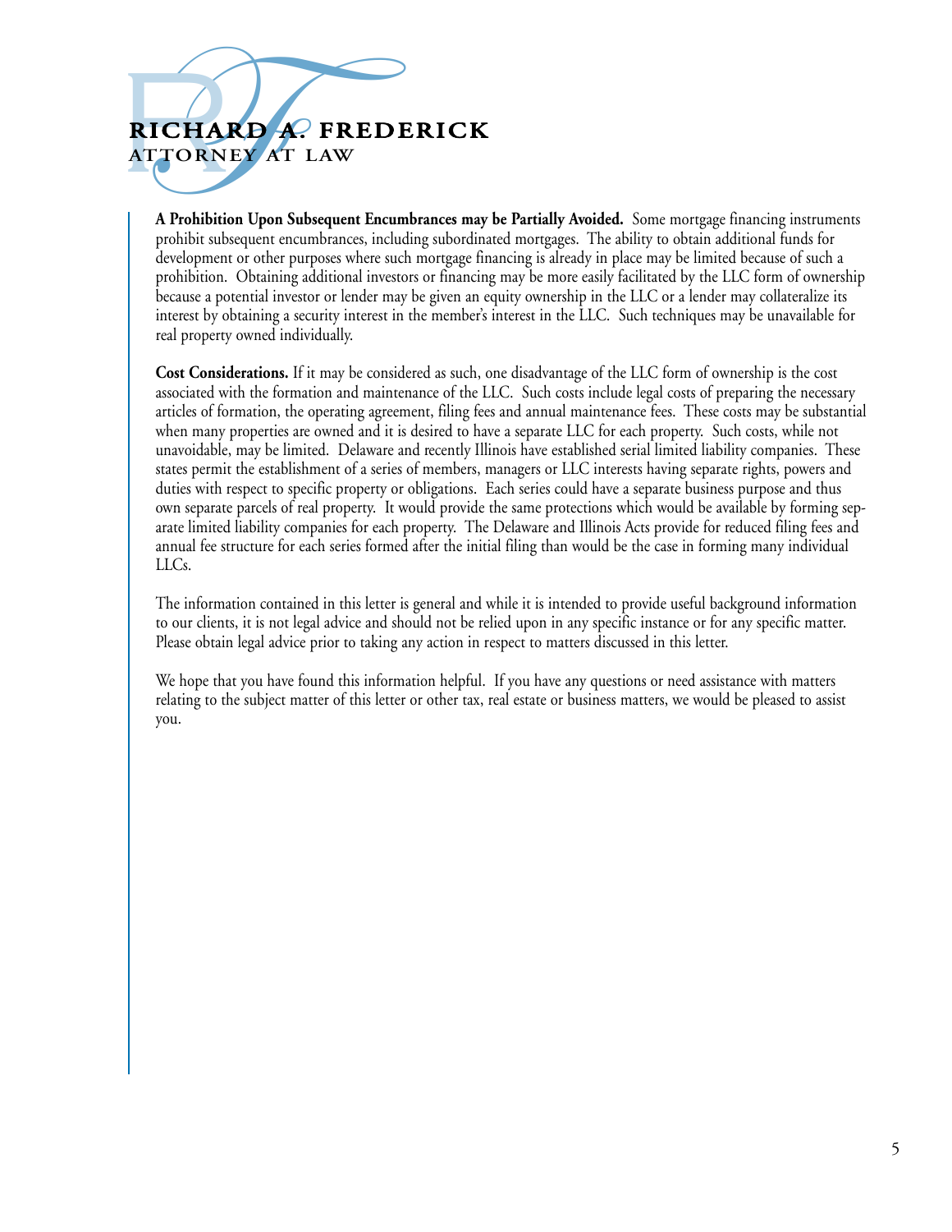**A Prohibition Upon Subsequent Encumbrances may be Partially Avoided.** Some mortgage financing instruments prohibit subsequent encumbrances, including subordinated mortgages. The ability to obtain additional funds for development or other purposes where such mortgage financing is already in place may be limited because of such a prohibition. Obtaining additional investors or financing may be more easily facilitated by the LLC form of ownership because a potential investor or lender may be given an equity ownership in the LLC or a lender may collateralize its interest by obtaining a security interest in the member's interest in the LLC. Such techniques may be unavailable for real property owned individually.

**Cost Considerations.** If it may be considered as such, one disadvantage of the LLC form of ownership is the cost associated with the formation and maintenance of the LLC. Such costs include legal costs of preparing the necessary articles of formation, the operating agreement, filing fees and annual maintenance fees. These costs may be substantial when many properties are owned and it is desired to have a separate LLC for each property. Such costs, while not unavoidable, may be limited. Delaware and recently Illinois have established serial limited liability companies. These states permit the establishment of a series of members, managers or LLC interests having separate rights, powers and duties with respect to specific property or obligations. Each series could have a separate business purpose and thus own separate parcels of real property. It would provide the same protections which would be available by forming separate limited liability companies for each property. The Delaware and Illinois Acts provide for reduced filing fees and annual fee structure for each series formed after the initial filing than would be the case in forming many individual LLCs.

The information contained in this letter is general and while it is intended to provide useful background information to our clients, it is not legal advice and should not be relied upon in any specific instance or for any specific matter. Please obtain legal advice prior to taking any action in respect to matters discussed in this letter.

We hope that you have found this information helpful. If you have any questions or need assistance with matters relating to the subject matter of this letter or other tax, real estate or business matters, we would be pleased to assist you.